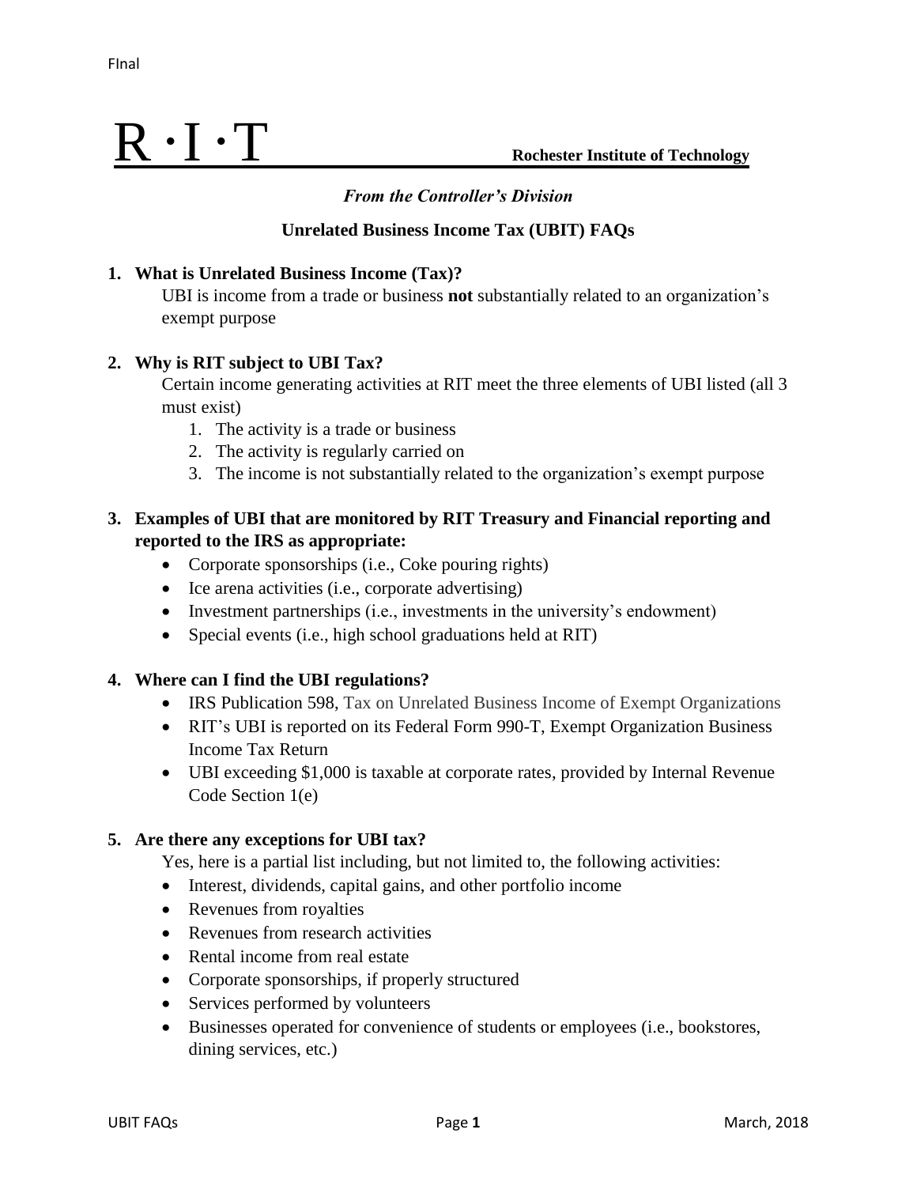FInal

# R · I · T

**Rochester Institute of Technology**

***From the Controller's Division***

## Unrelated Business Income Tax (UBIT) FAQs

**1. What is Unrelated Business Income (Tax)?**

UBI is income from a trade or business **not** substantially related to an organization's exempt purpose

**2. Why is RIT subject to UBI Tax?**

Certain income generating activities at RIT meet the three elements of UBI listed (all 3 must exist)

1. The activity is a trade or business
2. The activity is regularly carried on
3. The income is not substantially related to the organization's exempt purpose

**3. Examples of UBI that are monitored by RIT Treasury and Financial reporting and reported to the IRS as appropriate:**

- Corporate sponsorships (i.e., Coke pouring rights)
- Ice arena activities (i.e., corporate advertising)
- Investment partnerships (i.e., investments in the university's endowment)
- Special events (i.e., high school graduations held at RIT)

**4. Where can I find the UBI regulations?**

- IRS Publication 598, Tax on Unrelated Business Income of Exempt Organizations
- RIT's UBI is reported on its Federal Form 990-T, Exempt Organization Business Income Tax Return
- UBI exceeding $1,000 is taxable at corporate rates, provided by Internal Revenue Code Section 1(e)

**5. Are there any exceptions for UBI tax?**

Yes, here is a partial list including, but not limited to, the following activities:

- Interest, dividends, capital gains, and other portfolio income
- Revenues from royalties
- Revenues from research activities
- Rental income from real estate
- Corporate sponsorships, if properly structured
- Services performed by volunteers
- Businesses operated for convenience of students or employees (i.e., bookstores, dining services, etc.)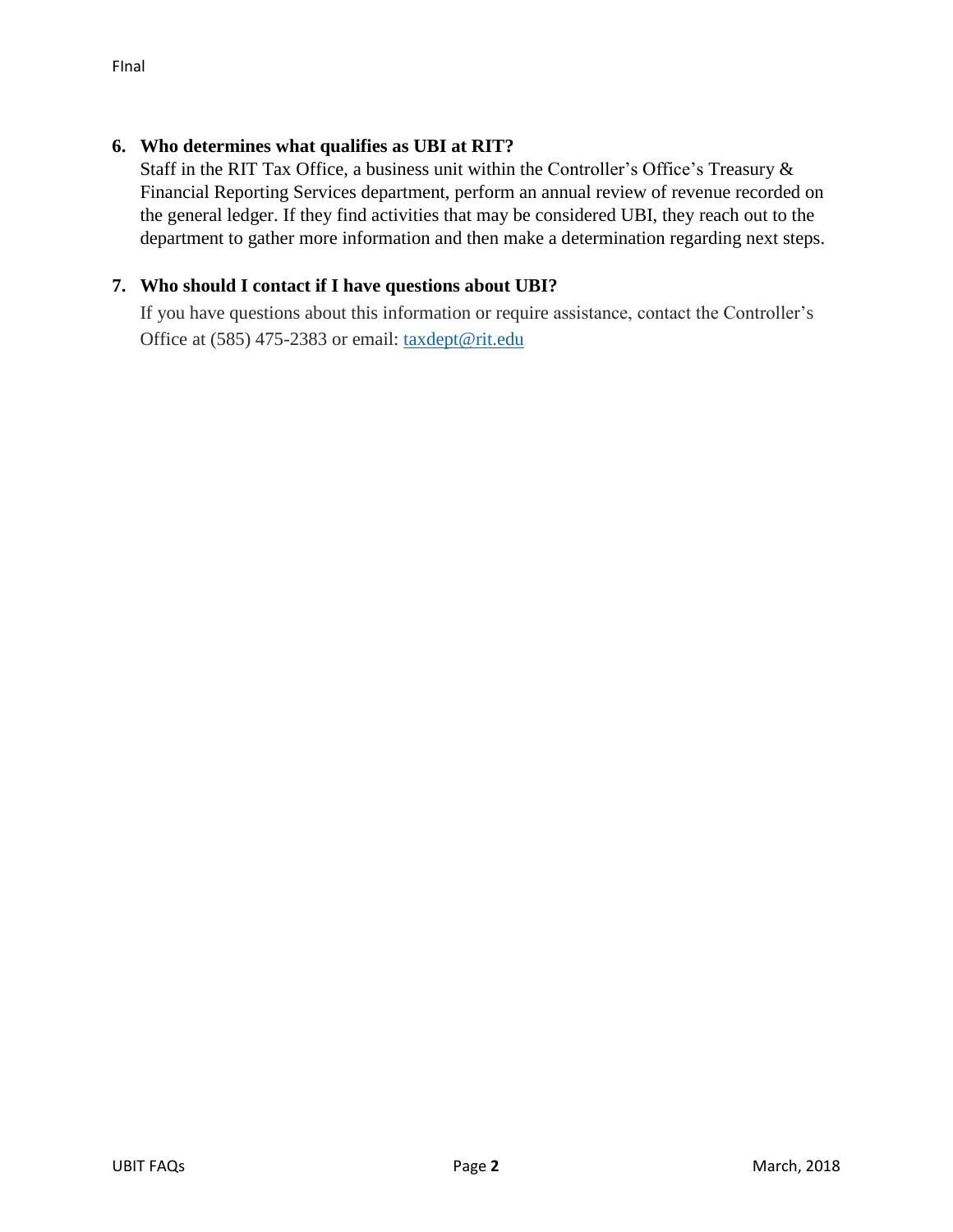6. **Who determines what qualifies as UBI at RIT?**
   Staff in the RIT Tax Office, a business unit within the Controller's Office's Treasury & Financial Reporting Services department, perform an annual review of revenue recorded on the general ledger. If they find activities that may be considered UBI, they reach out to the department to gather more information and then make a determination regarding next steps.

7. **Who should I contact if I have questions about UBI?**
   If you have questions about this information or require assistance, contact the Controller's Office at (585) 475-2383 or email: taxdept@rit.edu